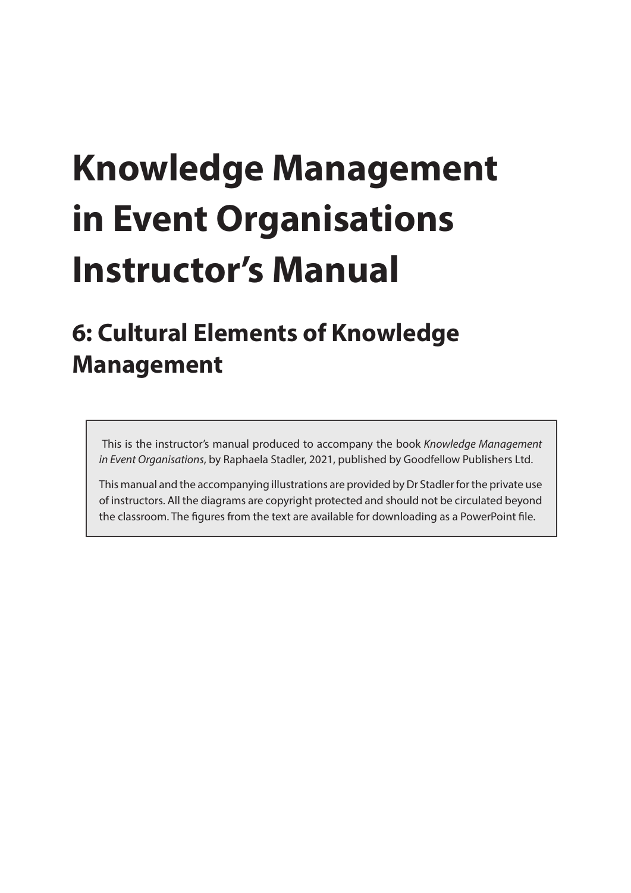# Knowledge Management in Event Organisations Instructor's Manual

## 6: Cultural Elements of Knowledge Management

This is the instructor's manual produced to accompany the book *Knowledge Management in Event Organisations*, by Raphaela Stadler, 2021, published by Goodfellow Publishers Ltd.

This manual and the accompanying illustrations are provided by Dr Stadler for the private use of instructors. All the diagrams are copyright protected and should not be circulated beyond the classroom. The figures from the text are available for downloading as a PowerPoint file.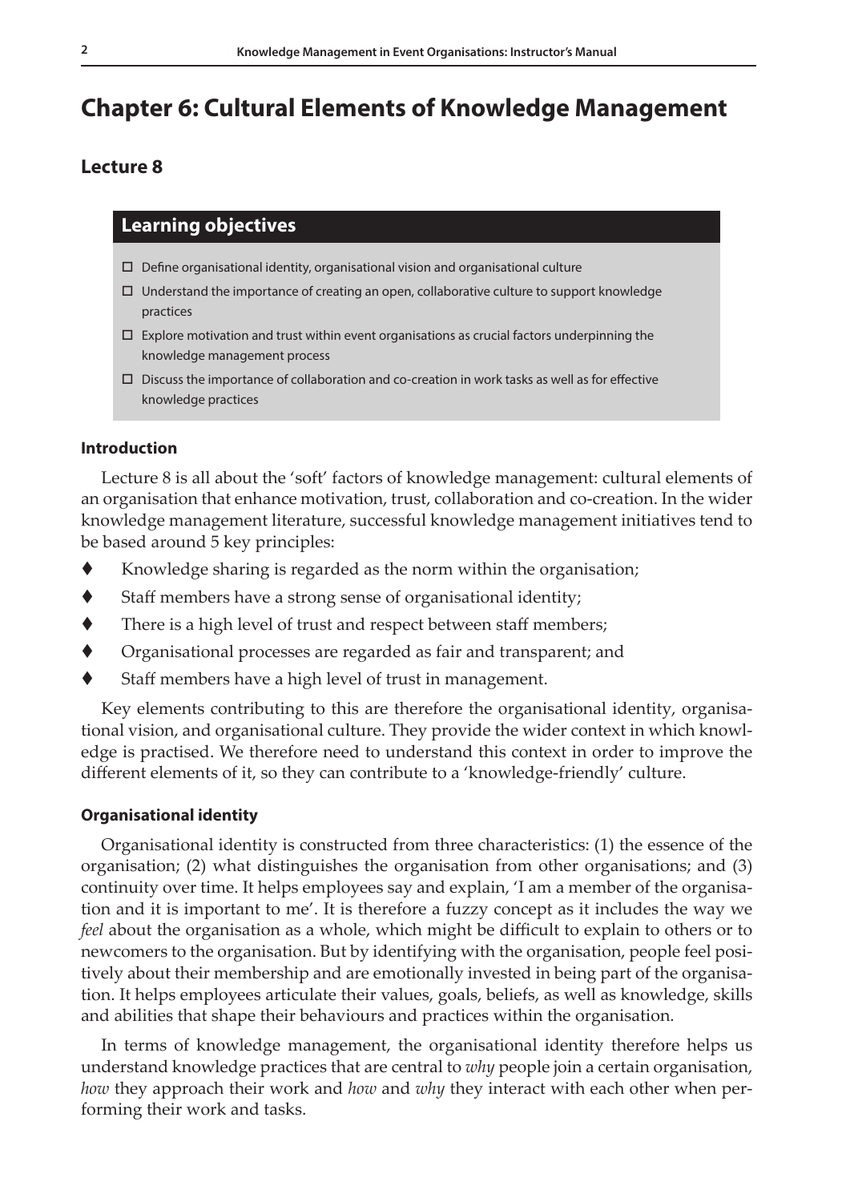# Chapter 6: Cultural Elements of Knowledge Management

## Lecture 8

### Learning objectives

- ☐ Define organisational identity, organisational vision and organisational culture
- ☐ Understand the importance of creating an open, collaborative culture to support knowledge practices
- ☐ Explore motivation and trust within event organisations as crucial factors underpinning the knowledge management process
- ☐ Discuss the importance of collaboration and co-creation in work tasks as well as for effective knowledge practices

**Introduction**

Lecture 8 is all about the 'soft' factors of knowledge management: cultural elements of an organisation that enhance motivation, trust, collaboration and co-creation. In the wider knowledge management literature, successful knowledge management initiatives tend to be based around 5 key principles:

- Knowledge sharing is regarded as the norm within the organisation;
- Staff members have a strong sense of organisational identity;
- There is a high level of trust and respect between staff members;
- Organisational processes are regarded as fair and transparent; and
- Staff members have a high level of trust in management.

Key elements contributing to this are therefore the organisational identity, organisational vision, and organisational culture. They provide the wider context in which knowledge is practised. We therefore need to understand this context in order to improve the different elements of it, so they can contribute to a 'knowledge-friendly' culture.

**Organisational identity**

Organisational identity is constructed from three characteristics: (1) the essence of the organisation; (2) what distinguishes the organisation from other organisations; and (3) continuity over time. It helps employees say and explain, 'I am a member of the organisation and it is important to me'. It is therefore a fuzzy concept as it includes the way we *feel* about the organisation as a whole, which might be difficult to explain to others or to newcomers to the organisation. But by identifying with the organisation, people feel positively about their membership and are emotionally invested in being part of the organisation. It helps employees articulate their values, goals, beliefs, as well as knowledge, skills and abilities that shape their behaviours and practices within the organisation.

In terms of knowledge management, the organisational identity therefore helps us understand knowledge practices that are central to *why* people join a certain organisation, *how* they approach their work and *how* and *why* they interact with each other when performing their work and tasks.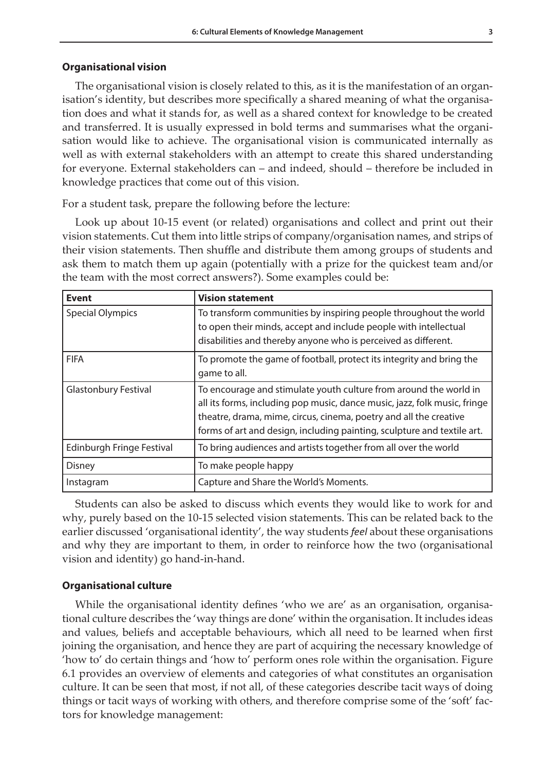### Organisational vision

The organisational vision is closely related to this, as it is the manifestation of an organisation's identity, but describes more specifically a shared meaning of what the organisation does and what it stands for, as well as a shared context for knowledge to be created and transferred. It is usually expressed in bold terms and summarises what the organisation would like to achieve. The organisational vision is communicated internally as well as with external stakeholders with an attempt to create this shared understanding for everyone. External stakeholders can – and indeed, should – therefore be included in knowledge practices that come out of this vision.

For a student task, prepare the following before the lecture:

Look up about 10-15 event (or related) organisations and collect and print out their vision statements. Cut them into little strips of company/organisation names, and strips of their vision statements. Then shuffle and distribute them among groups of students and ask them to match them up again (potentially with a prize for the quickest team and/or the team with the most correct answers?). Some examples could be:

| Event | Vision statement |
|---|---|
| Special Olympics | To transform communities by inspiring people throughout the world to open their minds, accept and include people with intellectual disabilities and thereby anyone who is perceived as different. |
| FIFA | To promote the game of football, protect its integrity and bring the game to all. |
| Glastonbury Festival | To encourage and stimulate youth culture from around the world in all its forms, including pop music, dance music, jazz, folk music, fringe theatre, drama, mime, circus, cinema, poetry and all the creative forms of art and design, including painting, sculpture and textile art. |
| Edinburgh Fringe Festival | To bring audiences and artists together from all over the world |
| Disney | To make people happy |
| Instagram | Capture and Share the World's Moments. |

Students can also be asked to discuss which events they would like to work for and why, purely based on the 10-15 selected vision statements. This can be related back to the earlier discussed 'organisational identity', the way students *feel* about these organisations and why they are important to them, in order to reinforce how the two (organisational vision and identity) go hand-in-hand.

### Organisational culture

While the organisational identity defines 'who we are' as an organisation, organisational culture describes the 'way things are done' within the organisation. It includes ideas and values, beliefs and acceptable behaviours, which all need to be learned when first joining the organisation, and hence they are part of acquiring the necessary knowledge of 'how to' do certain things and 'how to' perform ones role within the organisation. Figure 6.1 provides an overview of elements and categories of what constitutes an organisation culture. It can be seen that most, if not all, of these categories describe tacit ways of doing things or tacit ways of working with others, and therefore comprise some of the 'soft' factors for knowledge management: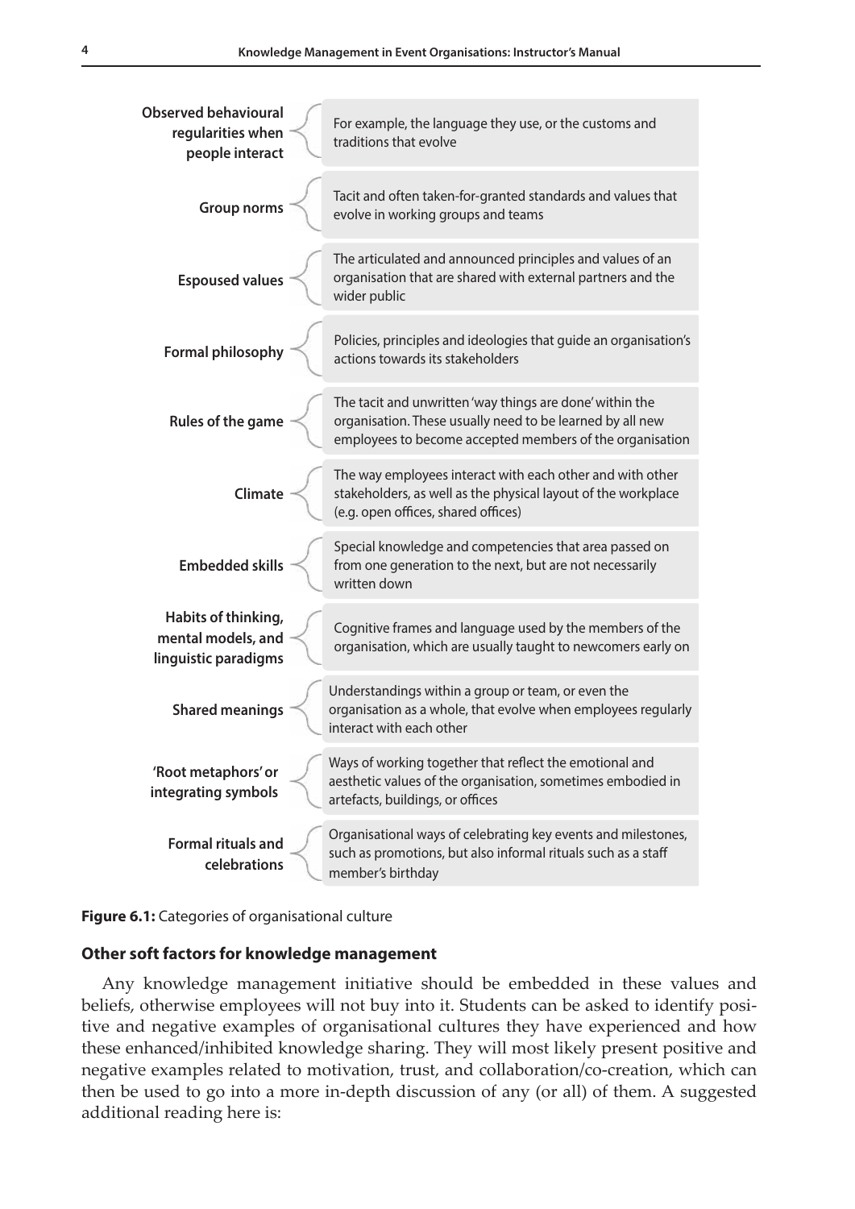| Category | Description |
| --- | --- |
| **Observed behavioural regularities when people interact** | For example, the language they use, or the customs and traditions that evolve |
| **Group norms** | Tacit and often taken-for-granted standards and values that evolve in working groups and teams |
| **Espoused values** | The articulated and announced principles and values of an organisation that are shared with external partners and the wider public |
| **Formal philosophy** | Policies, principles and ideologies that guide an organisation's actions towards its stakeholders |
| **Rules of the game** | The tacit and unwritten 'way things are done' within the organisation. These usually need to be learned by all new employees to become accepted members of the organisation |
| **Climate** | The way employees interact with each other and with other stakeholders, as well as the physical layout of the workplace (e.g. open offices, shared offices) |
| **Embedded skills** | Special knowledge and competencies that area passed on from one generation to the next, but are not necessarily written down |
| **Habits of thinking, mental models, and linguistic paradigms** | Cognitive frames and language used by the members of the organisation, which are usually taught to newcomers early on |
| **Shared meanings** | Understandings within a group or team, or even the organisation as a whole, that evolve when employees regularly interact with each other |
| **'Root metaphors' or integrating symbols** | Ways of working together that reflect the emotional and aesthetic values of the organisation, sometimes embodied in artefacts, buildings, or offices |
| **Formal rituals and celebrations** | Organisational ways of celebrating key events and milestones, such as promotions, but also informal rituals such as a staff member's birthday |

**Figure 6.1:** Categories of organisational culture

### Other soft factors for knowledge management

Any knowledge management initiative should be embedded in these values and beliefs, otherwise employees will not buy into it. Students can be asked to identify positive and negative examples of organisational cultures they have experienced and how these enhanced/inhibited knowledge sharing. They will most likely present positive and negative examples related to motivation, trust, and collaboration/co-creation, which can then be used to go into a more in-depth discussion of any (or all) of them. A suggested additional reading here is: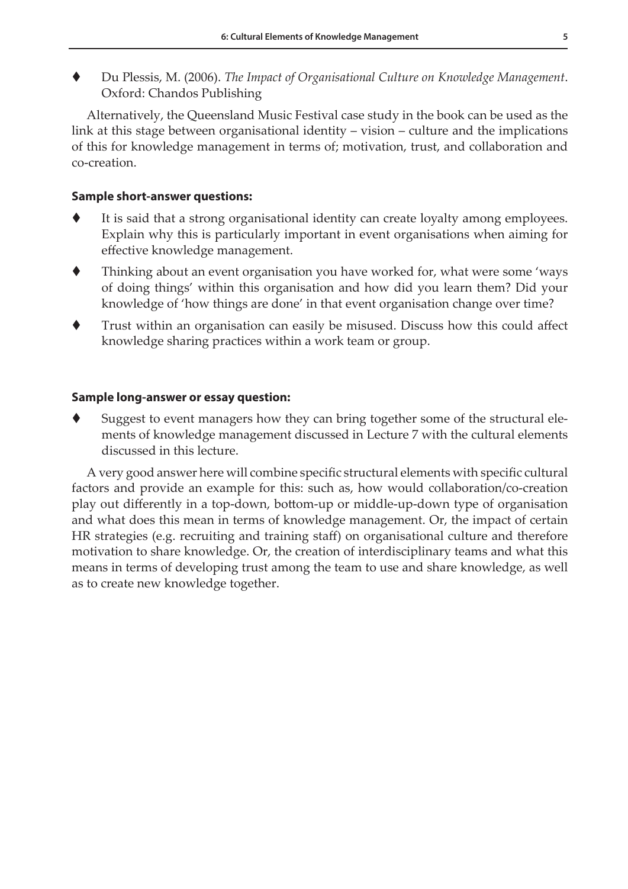- Du Plessis, M. (2006). *The Impact of Organisational Culture on Knowledge Management*. Oxford: Chandos Publishing

Alternatively, the Queensland Music Festival case study in the book can be used as the link at this stage between organisational identity – vision – culture and the implications of this for knowledge management in terms of; motivation, trust, and collaboration and co-creation.

**Sample short-answer questions:**

- It is said that a strong organisational identity can create loyalty among employees. Explain why this is particularly important in event organisations when aiming for effective knowledge management.
- Thinking about an event organisation you have worked for, what were some 'ways of doing things' within this organisation and how did you learn them? Did your knowledge of 'how things are done' in that event organisation change over time?
- Trust within an organisation can easily be misused. Discuss how this could affect knowledge sharing practices within a work team or group.

**Sample long-answer or essay question:**

- Suggest to event managers how they can bring together some of the structural elements of knowledge management discussed in Lecture 7 with the cultural elements discussed in this lecture.

A very good answer here will combine specific structural elements with specific cultural factors and provide an example for this: such as, how would collaboration/co-creation play out differently in a top-down, bottom-up or middle-up-down type of organisation and what does this mean in terms of knowledge management. Or, the impact of certain HR strategies (e.g. recruiting and training staff) on organisational culture and therefore motivation to share knowledge. Or, the creation of interdisciplinary teams and what this means in terms of developing trust among the team to use and share knowledge, as well as to create new knowledge together.